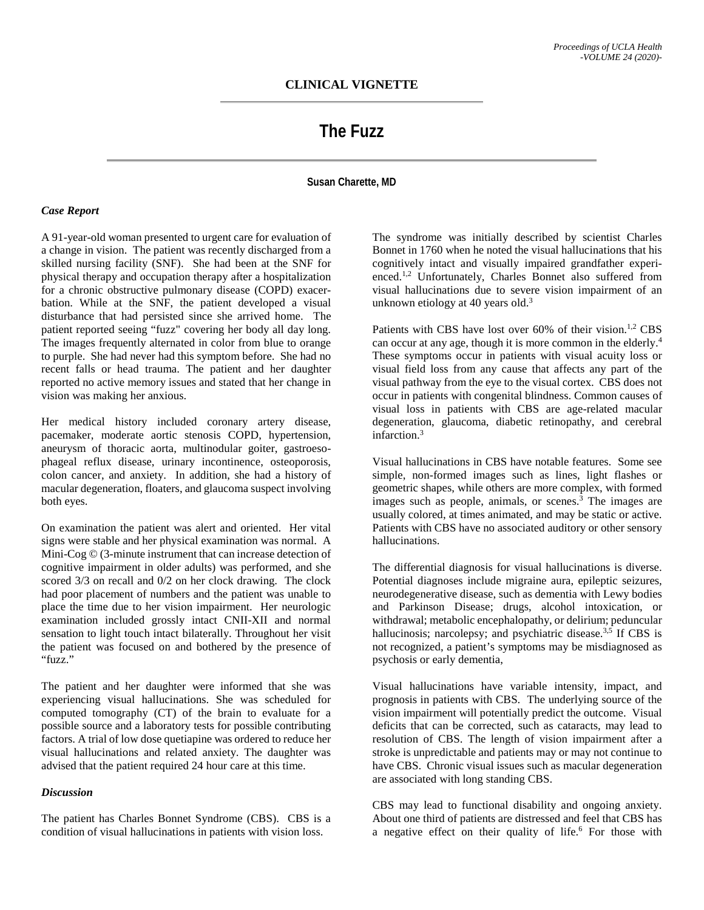## CLINICAL VIGNETTE

# The Fuzz

**Susan Charette, MD**

### *Case Report*

A 91-year-old woman presented to urgent care for evaluation of a change in vision. The patient was recently discharged from a skilled nursing facility (SNF). She had been at the SNF for physical therapy and occupation therapy after a hospitalization for a chronic obstructive pulmonary disease (COPD) exacerbation. While at the SNF, the patient developed a visual disturbance that had persisted since she arrived home. The patient reported seeing "fuzz" covering her body all day long. The images frequently alternated in color from blue to orange to purple. She had never had this symptom before. She had no recent falls or head trauma. The patient and her daughter reported no active memory issues and stated that her change in vision was making her anxious.

Her medical history included coronary artery disease, pacemaker, moderate aortic stenosis COPD, hypertension, aneurysm of thoracic aorta, multinodular goiter, gastroesophageal reflux disease, urinary incontinence, osteoporosis, colon cancer, and anxiety. In addition, she had a history of macular degeneration, floaters, and glaucoma suspect involving both eyes.

On examination the patient was alert and oriented. Her vital signs were stable and her physical examination was normal. A Mini-Cog © (3-minute instrument that can increase detection of cognitive impairment in older adults) was performed, and she scored 3/3 on recall and 0/2 on her clock drawing. The clock had poor placement of numbers and the patient was unable to place the time due to her vision impairment. Her neurologic examination included grossly intact CNII-XII and normal sensation to light touch intact bilaterally. Throughout her visit the patient was focused on and bothered by the presence of "fuzz."

The patient and her daughter were informed that she was experiencing visual hallucinations. She was scheduled for computed tomography (CT) of the brain to evaluate for a possible source and a laboratory tests for possible contributing factors. A trial of low dose quetiapine was ordered to reduce her visual hallucinations and related anxiety. The daughter was advised that the patient required 24 hour care at this time.

### *Discussion*

The patient has Charles Bonnet Syndrome (CBS). CBS is a condition of visual hallucinations in patients with vision loss.

The syndrome was initially described by scientist Charles Bonnet in 1760 when he noted the visual hallucinations that his cognitively intact and visually impaired grandfather experienced.[1,2] Unfortunately, Charles Bonnet also suffered from visual hallucinations due to severe vision impairment of an unknown etiology at 40 years old.[3]

Patients with CBS have lost over 60% of their vision.[1,2] CBS can occur at any age, though it is more common in the elderly.[4] These symptoms occur in patients with visual acuity loss or visual field loss from any cause that affects any part of the visual pathway from the eye to the visual cortex. CBS does not occur in patients with congenital blindness. Common causes of visual loss in patients with CBS are age-related macular degeneration, glaucoma, diabetic retinopathy, and cerebral infarction.[3]

Visual hallucinations in CBS have notable features. Some see simple, non-formed images such as lines, light flashes or geometric shapes, while others are more complex, with formed images such as people, animals, or scenes.[3] The images are usually colored, at times animated, and may be static or active. Patients with CBS have no associated auditory or other sensory hallucinations.

The differential diagnosis for visual hallucinations is diverse. Potential diagnoses include migraine aura, epileptic seizures, neurodegenerative disease, such as dementia with Lewy bodies and Parkinson Disease; drugs, alcohol intoxication, or withdrawal; metabolic encephalopathy, or delirium; peduncular hallucinosis; narcolepsy; and psychiatric disease.[3,5] If CBS is not recognized, a patient's symptoms may be misdiagnosed as psychosis or early dementia,

Visual hallucinations have variable intensity, impact, and prognosis in patients with CBS. The underlying source of the vision impairment will potentially predict the outcome. Visual deficits that can be corrected, such as cataracts, may lead to resolution of CBS. The length of vision impairment after a stroke is unpredictable and patients may or may not continue to have CBS. Chronic visual issues such as macular degeneration are associated with long standing CBS.

CBS may lead to functional disability and ongoing anxiety. About one third of patients are distressed and feel that CBS has a negative effect on their quality of life.[6] For those with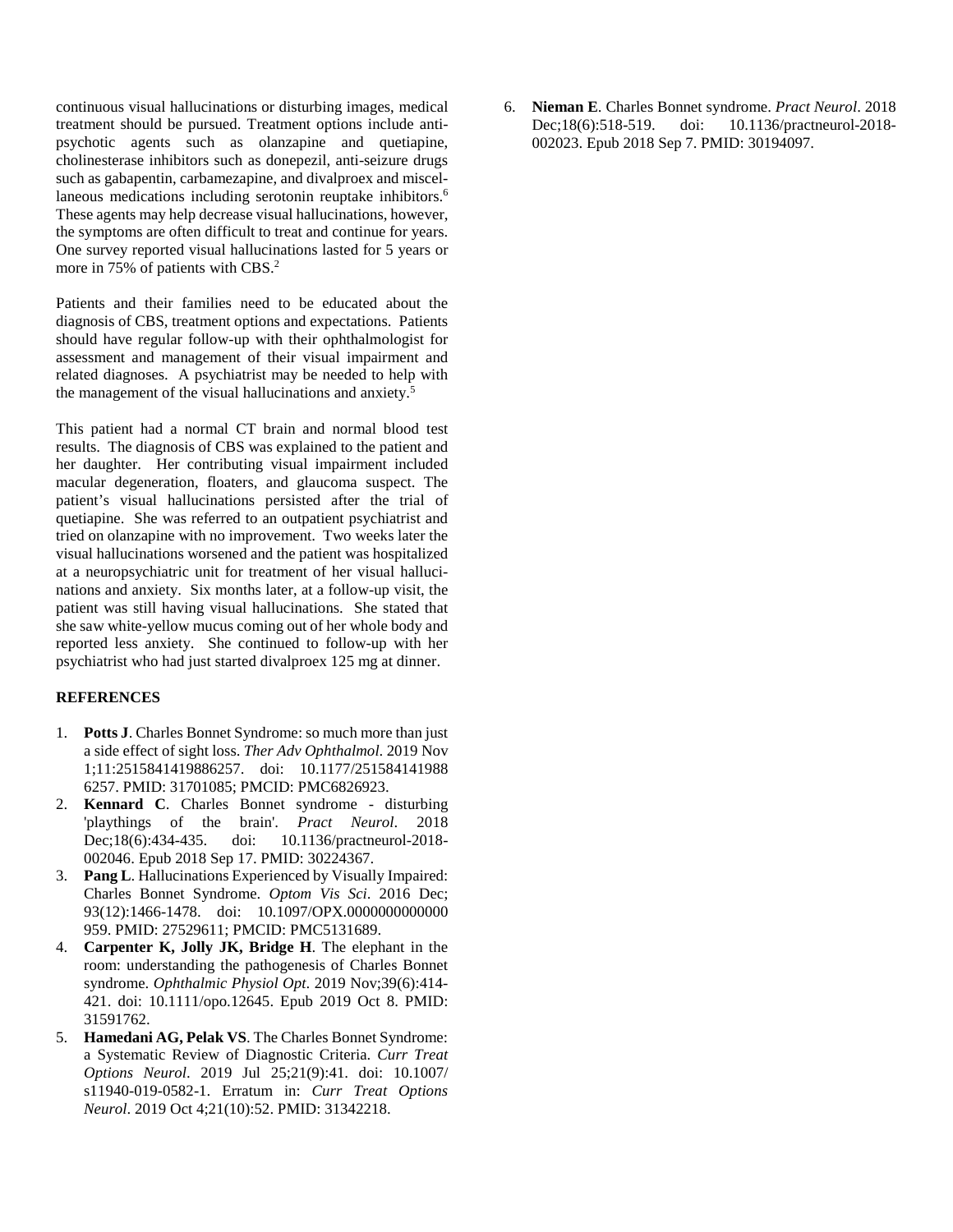continuous visual hallucinations or disturbing images, medical treatment should be pursued. Treatment options include antipsychotic agents such as olanzapine and quetiapine, cholinesterase inhibitors such as donepezil, anti-seizure drugs such as gabapentin, carbamezapine, and divalproex and miscellaneous medications including serotonin reuptake inhibitors.[6] These agents may help decrease visual hallucinations, however, the symptoms are often difficult to treat and continue for years. One survey reported visual hallucinations lasted for 5 years or more in 75% of patients with CBS.[2]

Patients and their families need to be educated about the diagnosis of CBS, treatment options and expectations. Patients should have regular follow-up with their ophthalmologist for assessment and management of their visual impairment and related diagnoses. A psychiatrist may be needed to help with the management of the visual hallucinations and anxiety.[5]

This patient had a normal CT brain and normal blood test results. The diagnosis of CBS was explained to the patient and her daughter. Her contributing visual impairment included macular degeneration, floaters, and glaucoma suspect. The patient's visual hallucinations persisted after the trial of quetiapine. She was referred to an outpatient psychiatrist and tried on olanzapine with no improvement. Two weeks later the visual hallucinations worsened and the patient was hospitalized at a neuropsychiatric unit for treatment of her visual hallucinations and anxiety. Six months later, at a follow-up visit, the patient was still having visual hallucinations. She stated that she saw white-yellow mucus coming out of her whole body and reported less anxiety. She continued to follow-up with her psychiatrist who had just started divalproex 125 mg at dinner.

## REFERENCES

1. **Potts J**. Charles Bonnet Syndrome: so much more than just a side effect of sight loss. *Ther Adv Ophthalmol*. 2019 Nov 1;11:2515841419886257. doi: 10.1177/2515841419886257. PMID: 31701085; PMCID: PMC6826923.
2. **Kennard C**. Charles Bonnet syndrome - disturbing 'playthings of the brain'. *Pract Neurol*. 2018 Dec;18(6):434-435. doi: 10.1136/practneurol-2018-002046. Epub 2018 Sep 17. PMID: 30224367.
3. **Pang L**. Hallucinations Experienced by Visually Impaired: Charles Bonnet Syndrome. *Optom Vis Sci*. 2016 Dec; 93(12):1466-1478. doi: 10.1097/OPX.0000000000000959. PMID: 27529611; PMCID: PMC5131689.
4. **Carpenter K, Jolly JK, Bridge H**. The elephant in the room: understanding the pathogenesis of Charles Bonnet syndrome. *Ophthalmic Physiol Opt*. 2019 Nov;39(6):414-421. doi: 10.1111/opo.12645. Epub 2019 Oct 8. PMID: 31591762.
5. **Hamedani AG, Pelak VS**. The Charles Bonnet Syndrome: a Systematic Review of Diagnostic Criteria. *Curr Treat Options Neurol*. 2019 Jul 25;21(9):41. doi: 10.1007/s11940-019-0582-1. Erratum in: *Curr Treat Options Neurol*. 2019 Oct 4;21(10):52. PMID: 31342218.
6. **Nieman E**. Charles Bonnet syndrome. *Pract Neurol*. 2018 Dec;18(6):518-519. doi: 10.1136/practneurol-2018-002023. Epub 2018 Sep 7. PMID: 30194097.